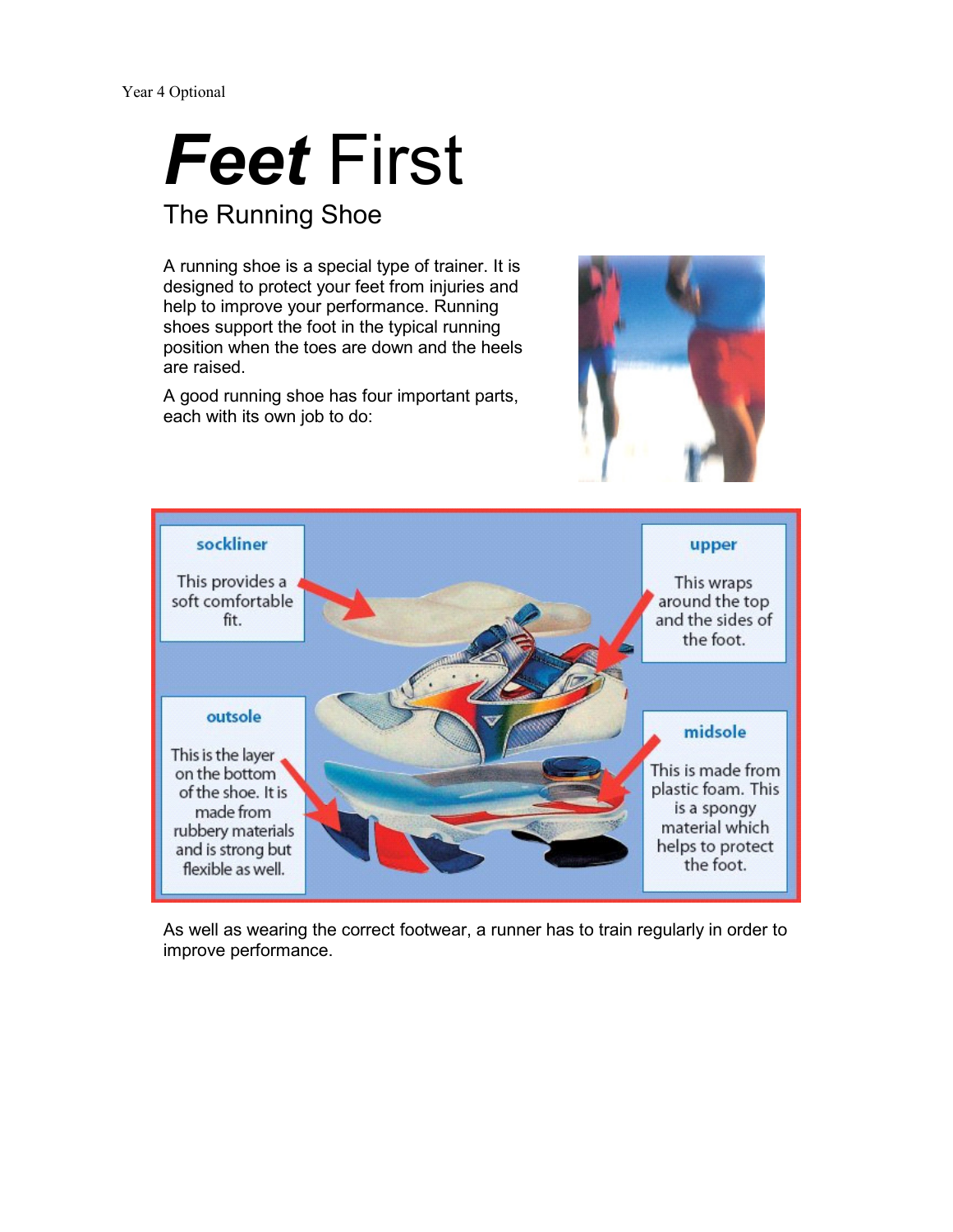Year 4 Optional

# ***Feet*** First

## The Running Shoe

A running shoe is a special type of trainer. It is designed to protect your feet from injuries and help to improve your performance. Running shoes support the foot in the typical running position when the toes are down and the heels are raised.

A good running shoe has four important parts, each with its own job to do:

**sockliner**

This provides a soft comfortable fit.

**upper**

This wraps around the top and the sides of the foot.

**outsole**

This is the layer on the bottom of the shoe. It is made from rubbery materials and is strong but flexible as well.

**midsole**

This is made from plastic foam. This is a spongy material which helps to protect the foot.

As well as wearing the correct footwear, a runner has to train regularly in order to improve performance.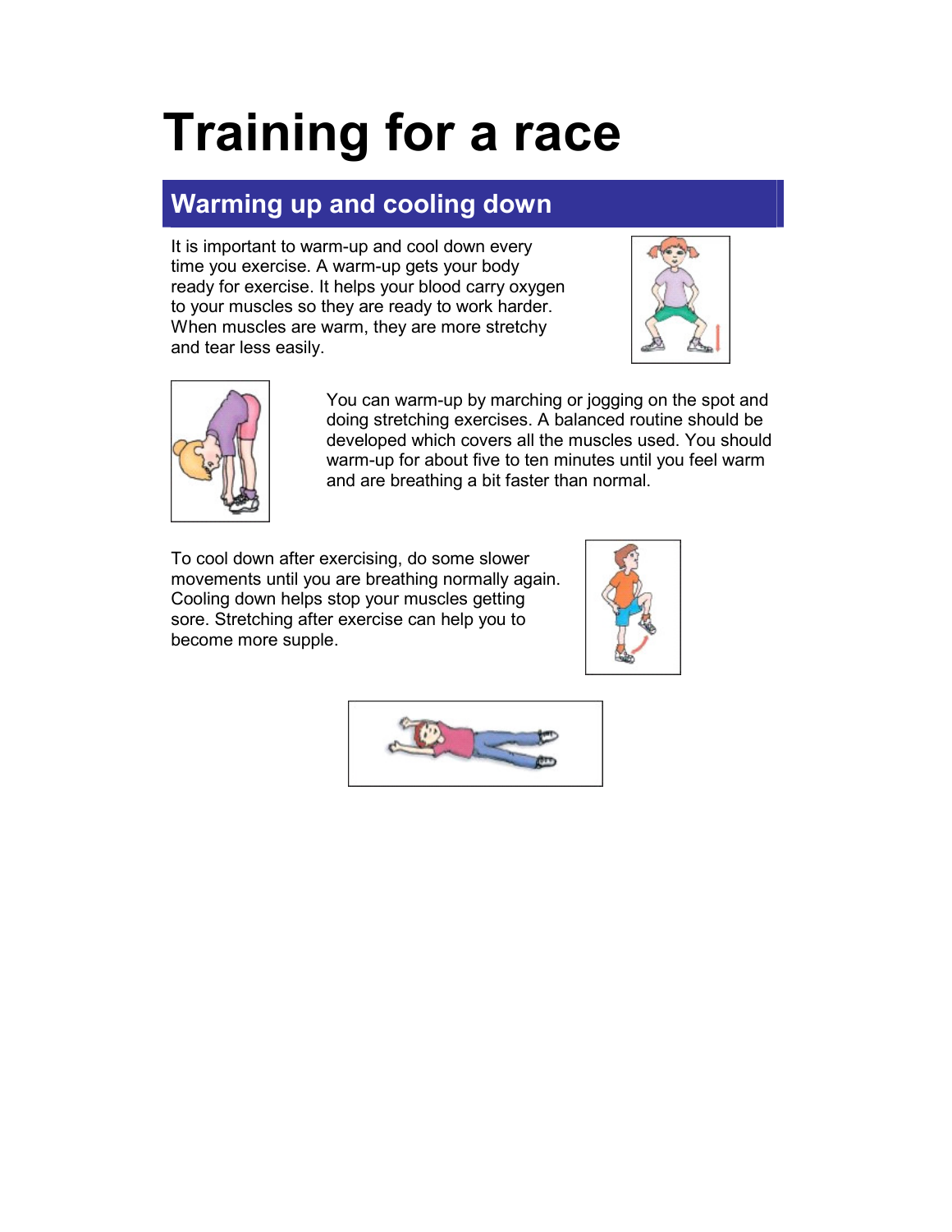# Training for a race

## Warming up and cooling down

It is important to warm-up and cool down every time you exercise. A warm-up gets your body ready for exercise. It helps your blood carry oxygen to your muscles so they are ready to work harder. When muscles are warm, they are more stretchy and tear less easily.

You can warm-up by marching or jogging on the spot and doing stretching exercises. A balanced routine should be developed which covers all the muscles used. You should warm-up for about five to ten minutes until you feel warm and are breathing a bit faster than normal.

To cool down after exercising, do some slower movements until you are breathing normally again. Cooling down helps stop your muscles getting sore. Stretching after exercise can help you to become more supple.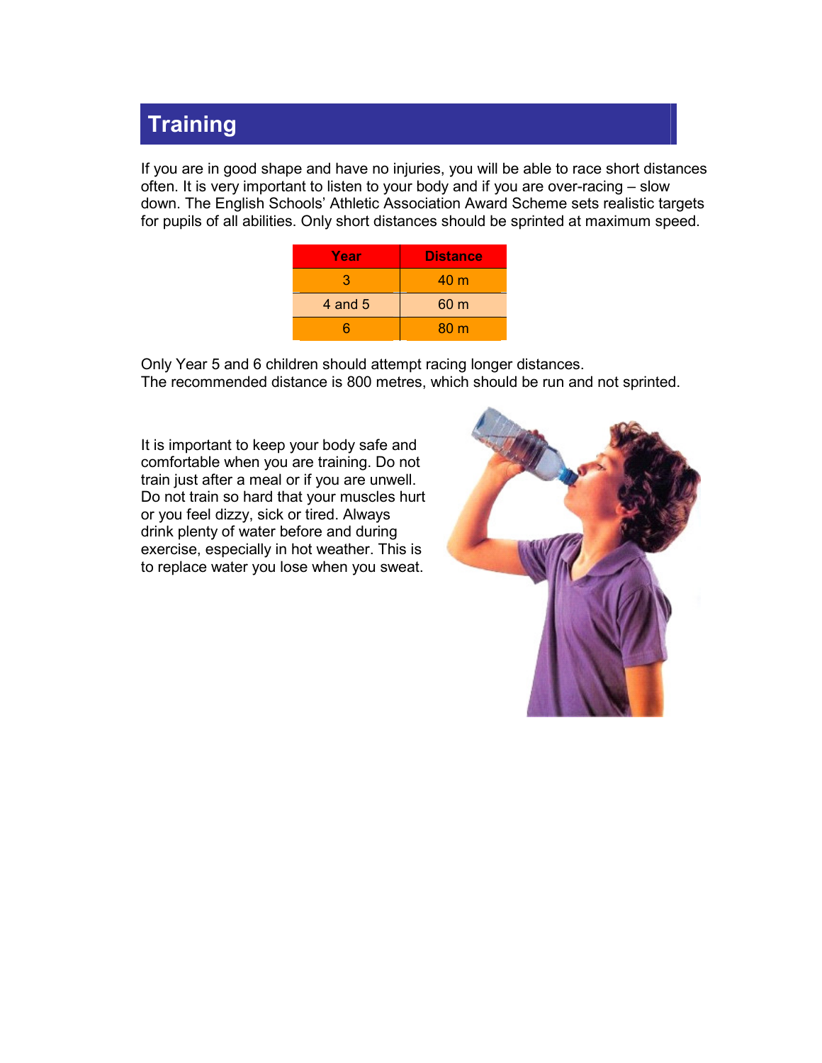# Training

If you are in good shape and have no injuries, you will be able to race short distances often. It is very important to listen to your body and if you are over-racing – slow down. The English Schools' Athletic Association Award Scheme sets realistic targets for pupils of all abilities. Only short distances should be sprinted at maximum speed.

| Year | Distance |
| --- | --- |
| 3 | 40 m |
| 4 and 5 | 60 m |
| 6 | 80 m |

Only Year 5 and 6 children should attempt racing longer distances.
The recommended distance is 800 metres, which should be run and not sprinted.

It is important to keep your body safe and comfortable when you are training. Do not train just after a meal or if you are unwell. Do not train so hard that your muscles hurt or you feel dizzy, sick or tired. Always drink plenty of water before and during exercise, especially in hot weather. This is to replace water you lose when you sweat.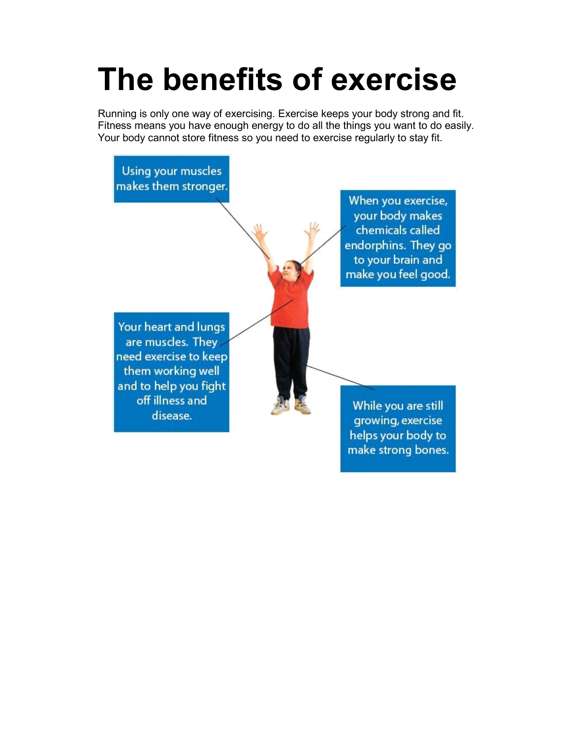# The benefits of exercise

Running is only one way of exercising. Exercise keeps your body strong and fit. Fitness means you have enough energy to do all the things you want to do easily. Your body cannot store fitness so you need to exercise regularly to stay fit.

Using your muscles makes them stronger.

When you exercise, your body makes chemicals called endorphins. They go to your brain and make you feel good.

Your heart and lungs are muscles. They need exercise to keep them working well and to help you fight off illness and disease.

While you are still growing, exercise helps your body to make strong bones.